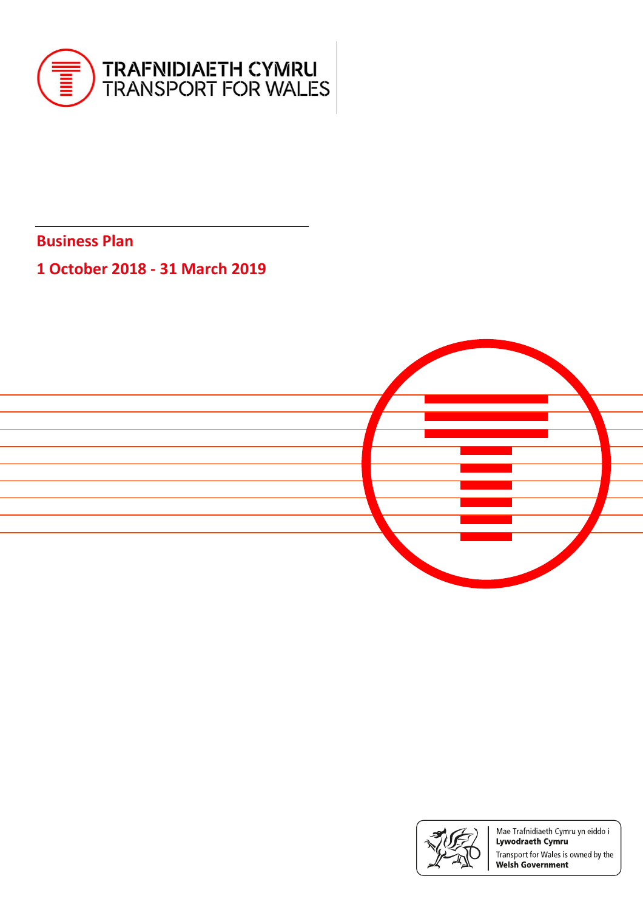TRAFNIDIAETH CYMRU
TRANSPORT FOR WALES

# Business Plan

## 1 October 2018 - 31 March 2019

Mae Trafnidiaeth Cymru yn eiddo i **Lywodraeth Cymru**

Transport for Wales is owned by the **Welsh Government**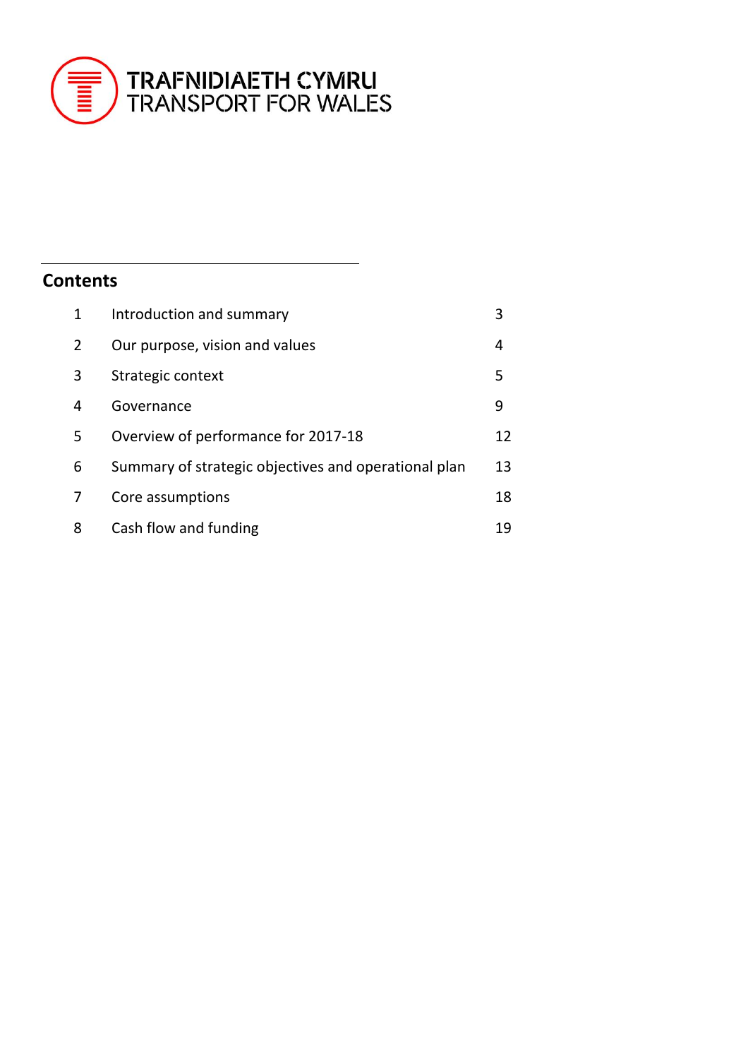TRAFNIDIAETH CYMRU
TRANSPORT FOR WALES

## Contents

| | | |
|---|---|---|
| 1 | Introduction and summary | 3 |
| 2 | Our purpose, vision and values | 4 |
| 3 | Strategic context | 5 |
| 4 | Governance | 9 |
| 5 | Overview of performance for 2017-18 | 12 |
| 6 | Summary of strategic objectives and operational plan | 13 |
| 7 | Core assumptions | 18 |
| 8 | Cash flow and funding | 19 |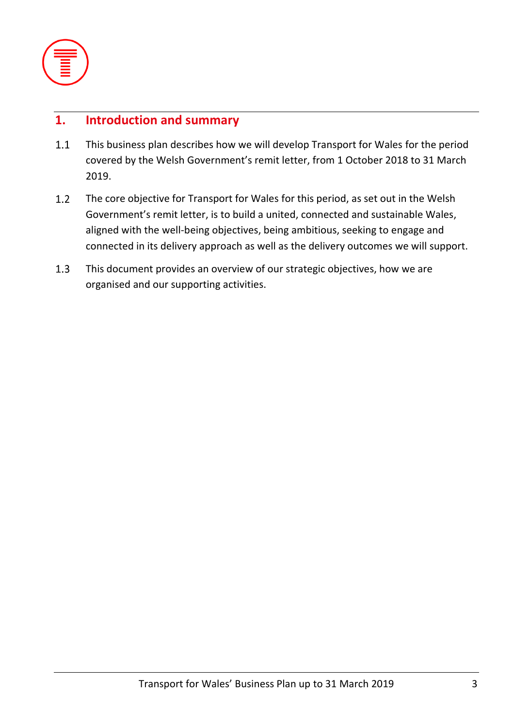# 1. Introduction and summary

1.1 This business plan describes how we will develop Transport for Wales for the period covered by the Welsh Government's remit letter, from 1 October 2018 to 31 March 2019.

1.2 The core objective for Transport for Wales for this period, as set out in the Welsh Government's remit letter, is to build a united, connected and sustainable Wales, aligned with the well-being objectives, being ambitious, seeking to engage and connected in its delivery approach as well as the delivery outcomes we will support.

1.3 This document provides an overview of our strategic objectives, how we are organised and our supporting activities.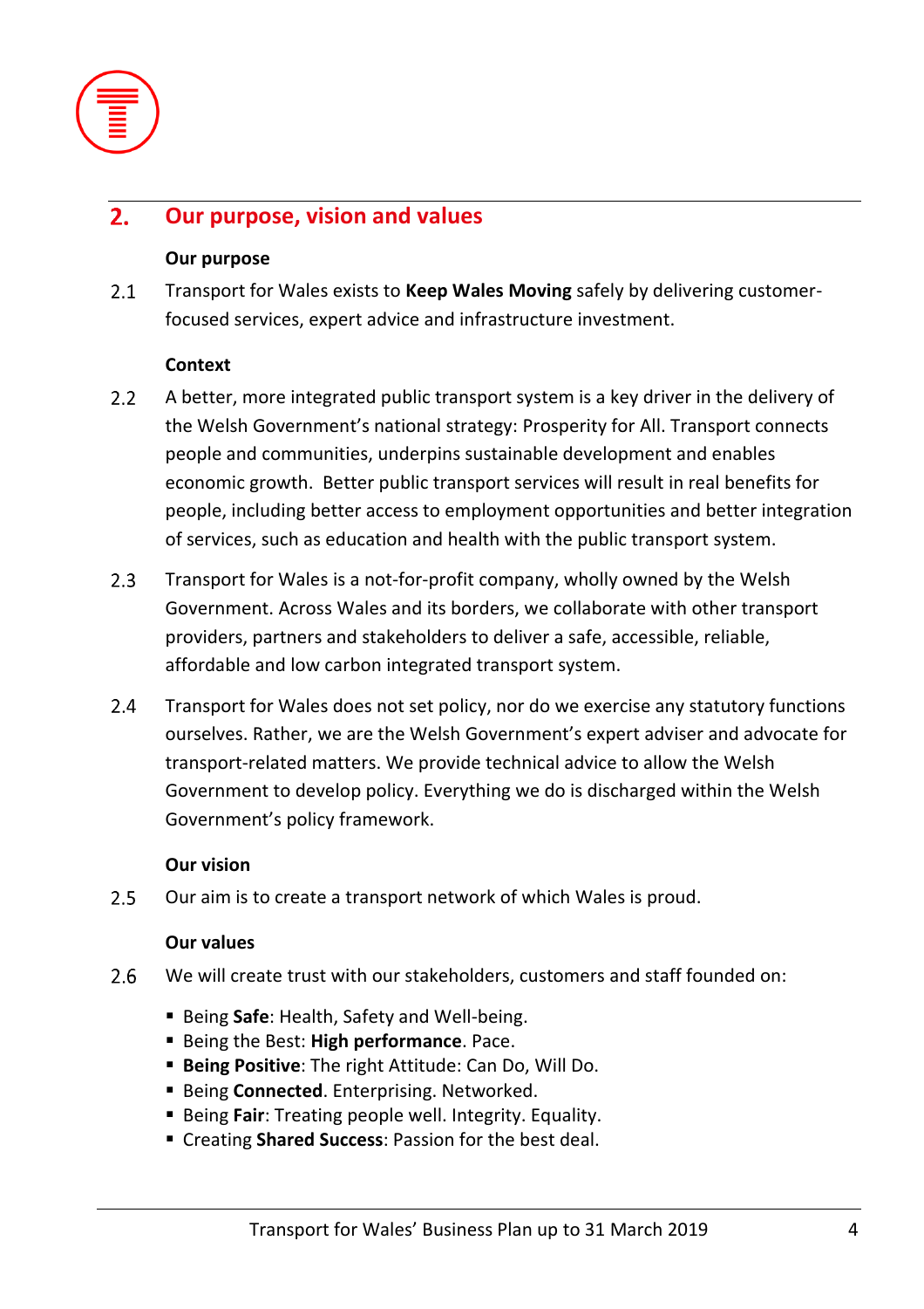## 2. Our purpose, vision and values

**Our purpose**

2.1 Transport for Wales exists to **Keep Wales Moving** safely by delivering customer-focused services, expert advice and infrastructure investment.

**Context**

2.2 A better, more integrated public transport system is a key driver in the delivery of the Welsh Government's national strategy: Prosperity for All. Transport connects people and communities, underpins sustainable development and enables economic growth. Better public transport services will result in real benefits for people, including better access to employment opportunities and better integration of services, such as education and health with the public transport system.

2.3 Transport for Wales is a not-for-profit company, wholly owned by the Welsh Government. Across Wales and its borders, we collaborate with other transport providers, partners and stakeholders to deliver a safe, accessible, reliable, affordable and low carbon integrated transport system.

2.4 Transport for Wales does not set policy, nor do we exercise any statutory functions ourselves. Rather, we are the Welsh Government's expert adviser and advocate for transport-related matters. We provide technical advice to allow the Welsh Government to develop policy. Everything we do is discharged within the Welsh Government's policy framework.

**Our vision**

2.5 Our aim is to create a transport network of which Wales is proud.

**Our values**

2.6 We will create trust with our stakeholders, customers and staff founded on:

- Being **Safe**: Health, Safety and Well-being.
- Being the Best: **High performance**. Pace.
- **Being Positive**: The right Attitude: Can Do, Will Do.
- Being **Connected**. Enterprising. Networked.
- Being **Fair**: Treating people well. Integrity. Equality.
- Creating **Shared Success**: Passion for the best deal.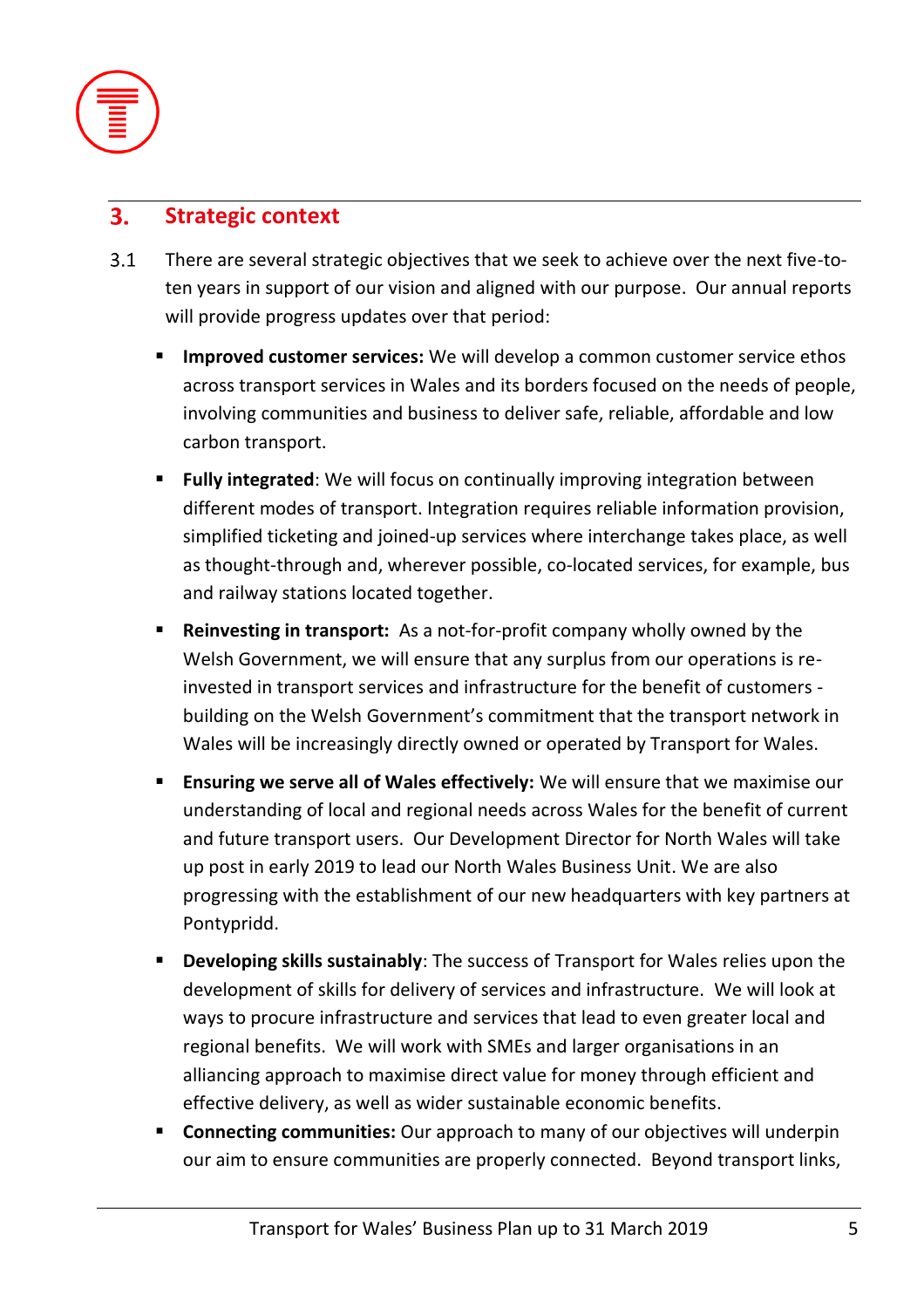## 3. Strategic context

3.1 There are several strategic objectives that we seek to achieve over the next five-to-ten years in support of our vision and aligned with our purpose. Our annual reports will provide progress updates over that period:

- **Improved customer services:** We will develop a common customer service ethos across transport services in Wales and its borders focused on the needs of people, involving communities and business to deliver safe, reliable, affordable and low carbon transport.
- **Fully integrated**: We will focus on continually improving integration between different modes of transport. Integration requires reliable information provision, simplified ticketing and joined-up services where interchange takes place, as well as thought-through and, wherever possible, co-located services, for example, bus and railway stations located together.
- **Reinvesting in transport:** As a not-for-profit company wholly owned by the Welsh Government, we will ensure that any surplus from our operations is re-invested in transport services and infrastructure for the benefit of customers - building on the Welsh Government's commitment that the transport network in Wales will be increasingly directly owned or operated by Transport for Wales.
- **Ensuring we serve all of Wales effectively:** We will ensure that we maximise our understanding of local and regional needs across Wales for the benefit of current and future transport users. Our Development Director for North Wales will take up post in early 2019 to lead our North Wales Business Unit. We are also progressing with the establishment of our new headquarters with key partners at Pontypridd.
- **Developing skills sustainably**: The success of Transport for Wales relies upon the development of skills for delivery of services and infrastructure. We will look at ways to procure infrastructure and services that lead to even greater local and regional benefits. We will work with SMEs and larger organisations in an alliancing approach to maximise direct value for money through efficient and effective delivery, as well as wider sustainable economic benefits.
- **Connecting communities:** Our approach to many of our objectives will underpin our aim to ensure communities are properly connected. Beyond transport links,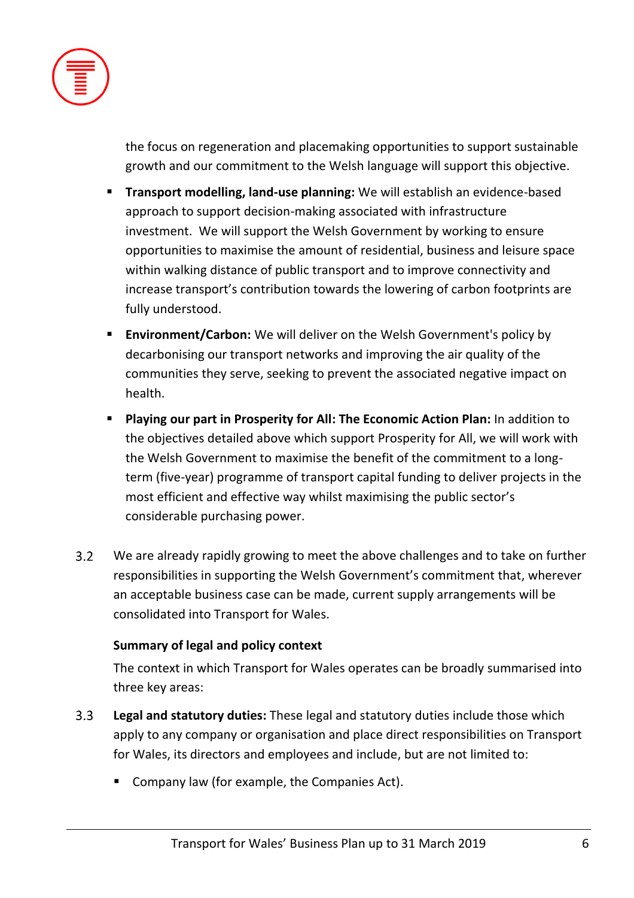the focus on regeneration and placemaking opportunities to support sustainable growth and our commitment to the Welsh language will support this objective.

- **Transport modelling, land-use planning:** We will establish an evidence-based approach to support decision-making associated with infrastructure investment. We will support the Welsh Government by working to ensure opportunities to maximise the amount of residential, business and leisure space within walking distance of public transport and to improve connectivity and increase transport's contribution towards the lowering of carbon footprints are fully understood.
- **Environment/Carbon:** We will deliver on the Welsh Government's policy by decarbonising our transport networks and improving the air quality of the communities they serve, seeking to prevent the associated negative impact on health.
- **Playing our part in Prosperity for All: The Economic Action Plan:** In addition to the objectives detailed above which support Prosperity for All, we will work with the Welsh Government to maximise the benefit of the commitment to a long-term (five-year) programme of transport capital funding to deliver projects in the most efficient and effective way whilst maximising the public sector's considerable purchasing power.

3.2 We are already rapidly growing to meet the above challenges and to take on further responsibilities in supporting the Welsh Government's commitment that, wherever an acceptable business case can be made, current supply arrangements will be consolidated into Transport for Wales.

**Summary of legal and policy context**

The context in which Transport for Wales operates can be broadly summarised into three key areas:

3.3 **Legal and statutory duties:** These legal and statutory duties include those which apply to any company or organisation and place direct responsibilities on Transport for Wales, its directors and employees and include, but are not limited to:

- Company law (for example, the Companies Act).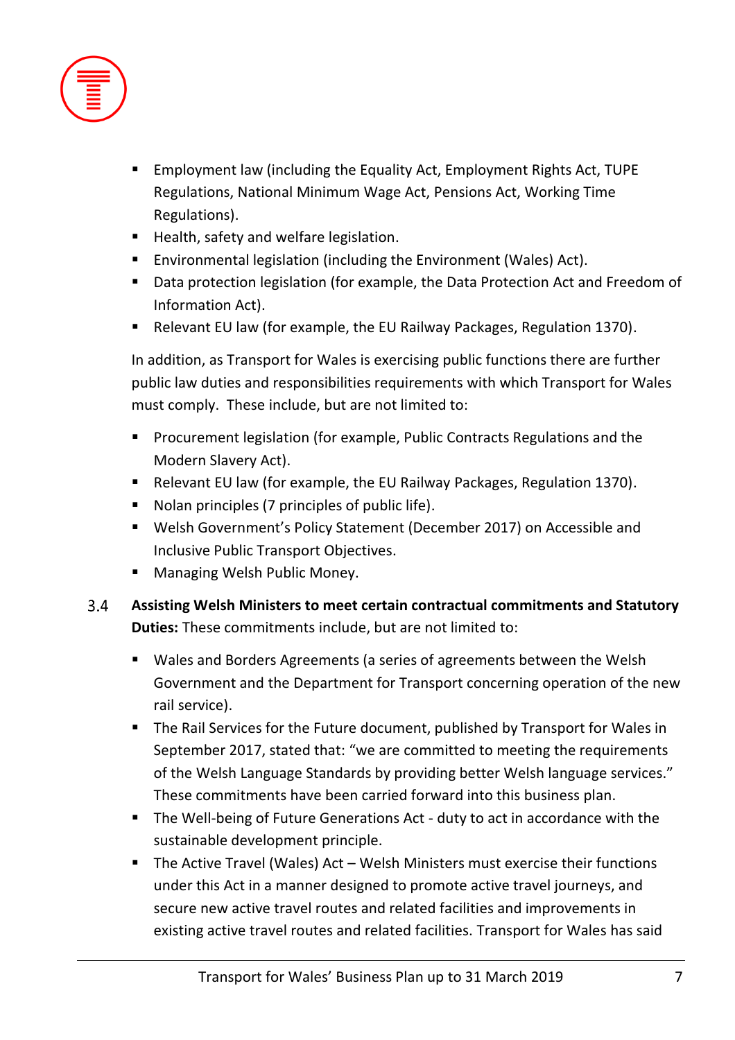- Employment law (including the Equality Act, Employment Rights Act, TUPE Regulations, National Minimum Wage Act, Pensions Act, Working Time Regulations).
- Health, safety and welfare legislation.
- Environmental legislation (including the Environment (Wales) Act).
- Data protection legislation (for example, the Data Protection Act and Freedom of Information Act).
- Relevant EU law (for example, the EU Railway Packages, Regulation 1370).

In addition, as Transport for Wales is exercising public functions there are further public law duties and responsibilities requirements with which Transport for Wales must comply. These include, but are not limited to:

- Procurement legislation (for example, Public Contracts Regulations and the Modern Slavery Act).
- Relevant EU law (for example, the EU Railway Packages, Regulation 1370).
- Nolan principles (7 principles of public life).
- Welsh Government's Policy Statement (December 2017) on Accessible and Inclusive Public Transport Objectives.
- Managing Welsh Public Money.

3.4 **Assisting Welsh Ministers to meet certain contractual commitments and Statutory Duties:** These commitments include, but are not limited to:

- Wales and Borders Agreements (a series of agreements between the Welsh Government and the Department for Transport concerning operation of the new rail service).
- The Rail Services for the Future document, published by Transport for Wales in September 2017, stated that: "we are committed to meeting the requirements of the Welsh Language Standards by providing better Welsh language services." These commitments have been carried forward into this business plan.
- The Well-being of Future Generations Act - duty to act in accordance with the sustainable development principle.
- The Active Travel (Wales) Act – Welsh Ministers must exercise their functions under this Act in a manner designed to promote active travel journeys, and secure new active travel routes and related facilities and improvements in existing active travel routes and related facilities. Transport for Wales has said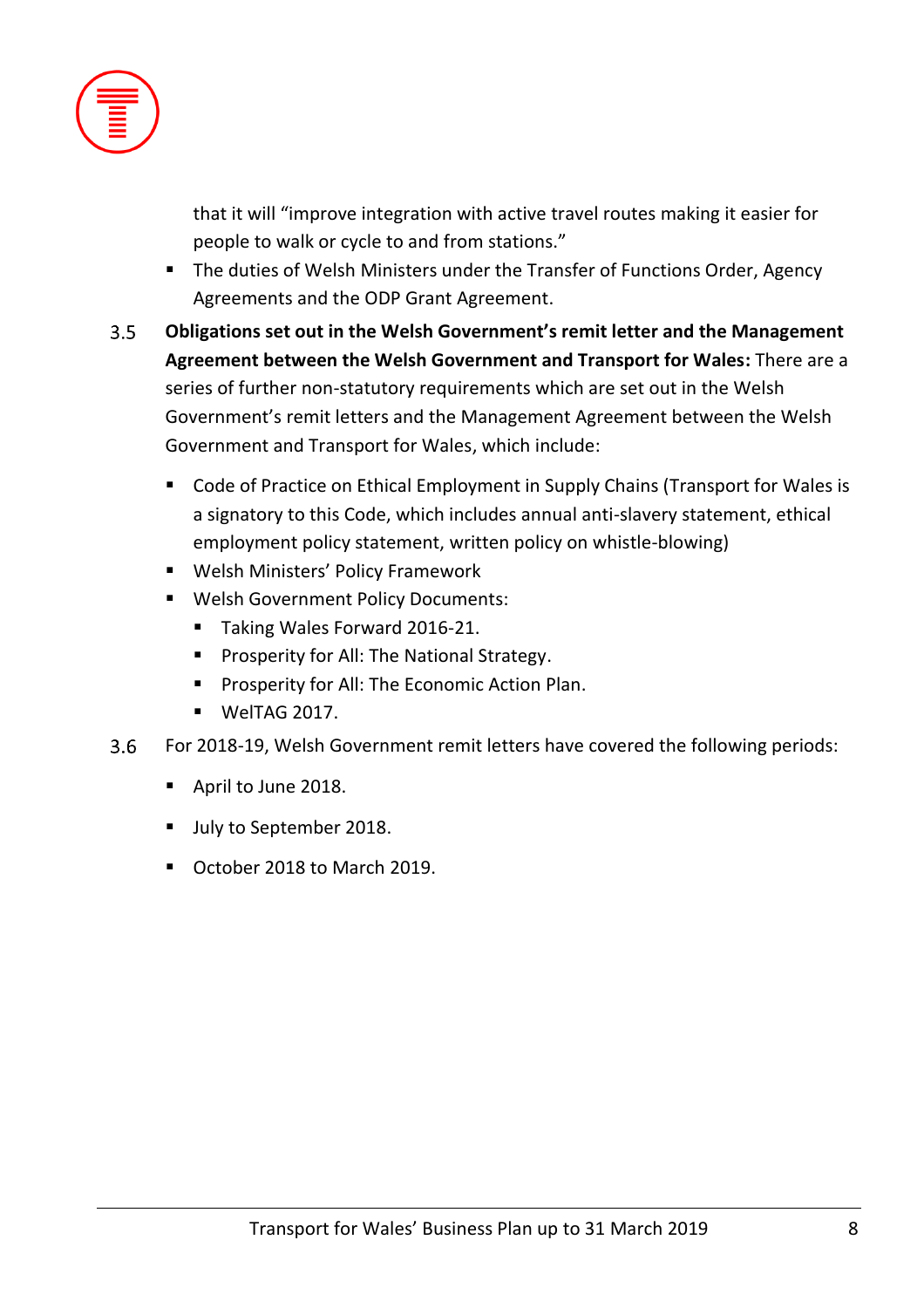that it will "improve integration with active travel routes making it easier for people to walk or cycle to and from stations."

- The duties of Welsh Ministers under the Transfer of Functions Order, Agency Agreements and the ODP Grant Agreement.

3.5 **Obligations set out in the Welsh Government's remit letter and the Management Agreement between the Welsh Government and Transport for Wales:** There are a series of further non-statutory requirements which are set out in the Welsh Government's remit letters and the Management Agreement between the Welsh Government and Transport for Wales, which include:

- Code of Practice on Ethical Employment in Supply Chains (Transport for Wales is a signatory to this Code, which includes annual anti-slavery statement, ethical employment policy statement, written policy on whistle-blowing)
- Welsh Ministers' Policy Framework
- Welsh Government Policy Documents:
  - Taking Wales Forward 2016-21.
  - Prosperity for All: The National Strategy.
  - Prosperity for All: The Economic Action Plan.
  - WelTAG 2017.

3.6 For 2018-19, Welsh Government remit letters have covered the following periods:

- April to June 2018.
- July to September 2018.
- October 2018 to March 2019.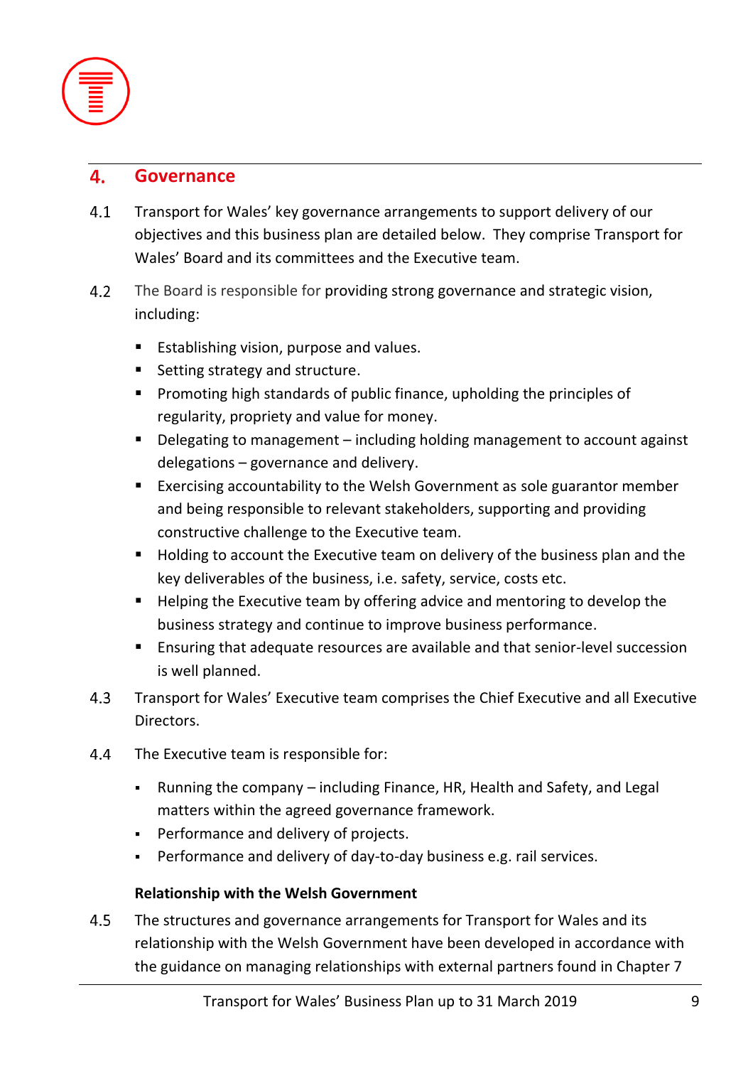## 4. Governance

4.1 Transport for Wales' key governance arrangements to support delivery of our objectives and this business plan are detailed below. They comprise Transport for Wales' Board and its committees and the Executive team.

4.2 The Board is responsible for providing strong governance and strategic vision, including:

- Establishing vision, purpose and values.
- Setting strategy and structure.
- Promoting high standards of public finance, upholding the principles of regularity, propriety and value for money.
- Delegating to management – including holding management to account against delegations – governance and delivery.
- Exercising accountability to the Welsh Government as sole guarantor member and being responsible to relevant stakeholders, supporting and providing constructive challenge to the Executive team.
- Holding to account the Executive team on delivery of the business plan and the key deliverables of the business, i.e. safety, service, costs etc.
- Helping the Executive team by offering advice and mentoring to develop the business strategy and continue to improve business performance.
- Ensuring that adequate resources are available and that senior-level succession is well planned.

4.3 Transport for Wales' Executive team comprises the Chief Executive and all Executive Directors.

4.4 The Executive team is responsible for:

- Running the company – including Finance, HR, Health and Safety, and Legal matters within the agreed governance framework.
- Performance and delivery of projects.
- Performance and delivery of day-to-day business e.g. rail services.

**Relationship with the Welsh Government**

4.5 The structures and governance arrangements for Transport for Wales and its relationship with the Welsh Government have been developed in accordance with the guidance on managing relationships with external partners found in Chapter 7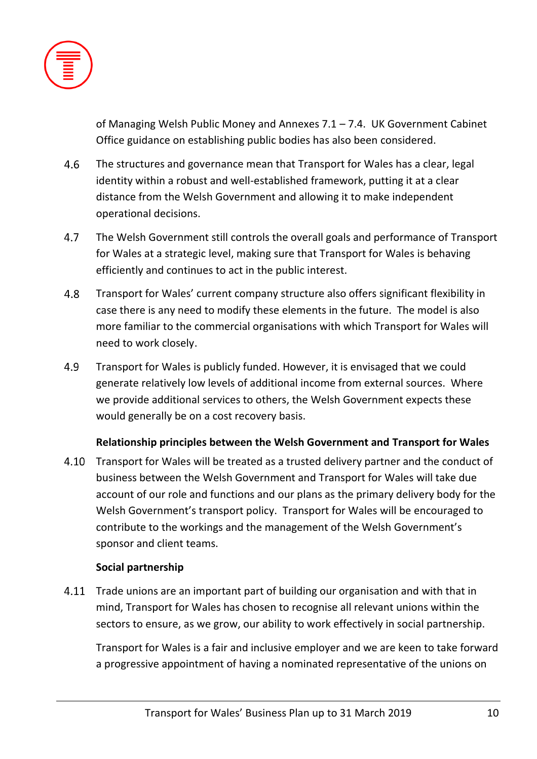of Managing Welsh Public Money and Annexes 7.1 – 7.4. UK Government Cabinet Office guidance on establishing public bodies has also been considered.

4.6 The structures and governance mean that Transport for Wales has a clear, legal identity within a robust and well-established framework, putting it at a clear distance from the Welsh Government and allowing it to make independent operational decisions.

4.7 The Welsh Government still controls the overall goals and performance of Transport for Wales at a strategic level, making sure that Transport for Wales is behaving efficiently and continues to act in the public interest.

4.8 Transport for Wales' current company structure also offers significant flexibility in case there is any need to modify these elements in the future. The model is also more familiar to the commercial organisations with which Transport for Wales will need to work closely.

4.9 Transport for Wales is publicly funded. However, it is envisaged that we could generate relatively low levels of additional income from external sources. Where we provide additional services to others, the Welsh Government expects these would generally be on a cost recovery basis.

**Relationship principles between the Welsh Government and Transport for Wales**

4.10 Transport for Wales will be treated as a trusted delivery partner and the conduct of business between the Welsh Government and Transport for Wales will take due account of our role and functions and our plans as the primary delivery body for the Welsh Government's transport policy. Transport for Wales will be encouraged to contribute to the workings and the management of the Welsh Government's sponsor and client teams.

**Social partnership**

4.11 Trade unions are an important part of building our organisation and with that in mind, Transport for Wales has chosen to recognise all relevant unions within the sectors to ensure, as we grow, our ability to work effectively in social partnership.

Transport for Wales is a fair and inclusive employer and we are keen to take forward a progressive appointment of having a nominated representative of the unions on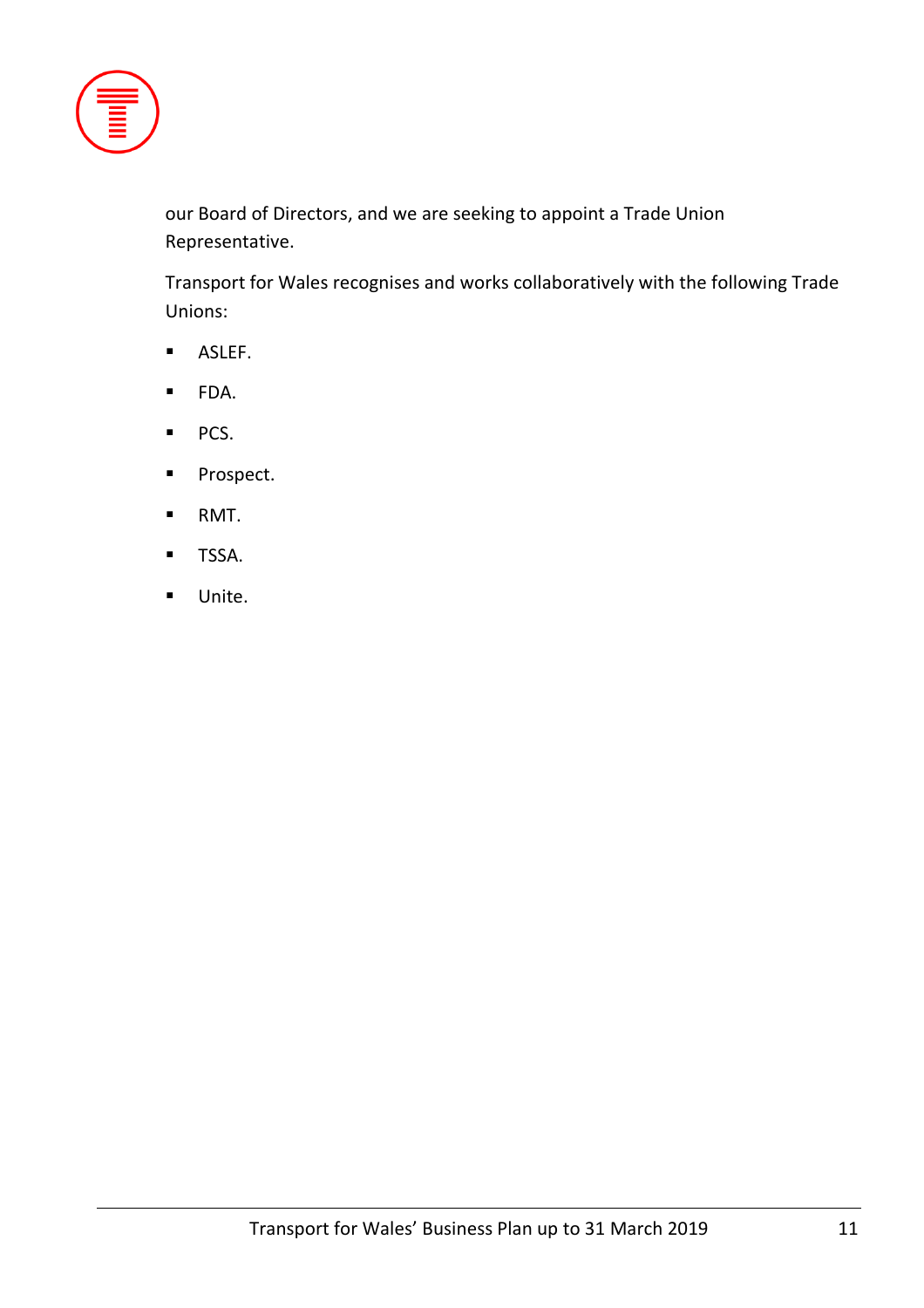our Board of Directors, and we are seeking to appoint a Trade Union Representative.

Transport for Wales recognises and works collaboratively with the following Trade Unions:

- ASLEF.
- FDA.
- PCS.
- Prospect.
- RMT.
- TSSA.
- Unite.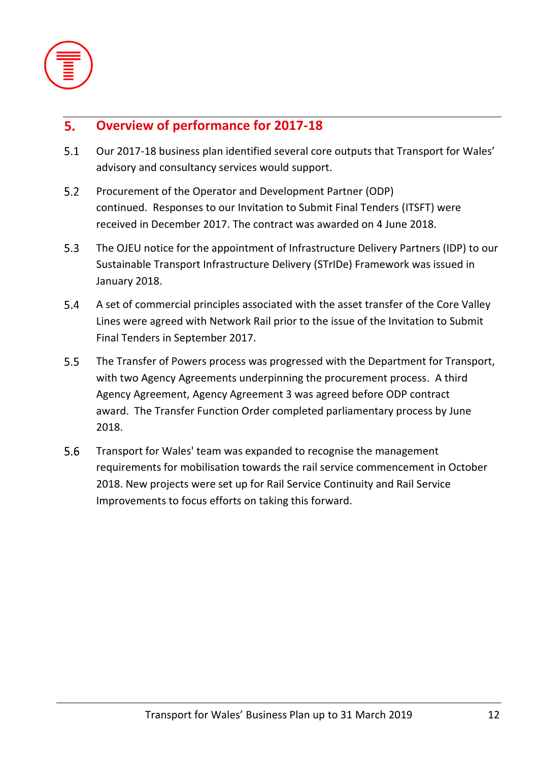## 5. Overview of performance for 2017-18

5.1 Our 2017-18 business plan identified several core outputs that Transport for Wales' advisory and consultancy services would support.

5.2 Procurement of the Operator and Development Partner (ODP) continued. Responses to our Invitation to Submit Final Tenders (ITSFT) were received in December 2017. The contract was awarded on 4 June 2018.

5.3 The OJEU notice for the appointment of Infrastructure Delivery Partners (IDP) to our Sustainable Transport Infrastructure Delivery (STrIDe) Framework was issued in January 2018.

5.4 A set of commercial principles associated with the asset transfer of the Core Valley Lines were agreed with Network Rail prior to the issue of the Invitation to Submit Final Tenders in September 2017.

5.5 The Transfer of Powers process was progressed with the Department for Transport, with two Agency Agreements underpinning the procurement process. A third Agency Agreement, Agency Agreement 3 was agreed before ODP contract award. The Transfer Function Order completed parliamentary process by June 2018.

5.6 Transport for Wales' team was expanded to recognise the management requirements for mobilisation towards the rail service commencement in October 2018. New projects were set up for Rail Service Continuity and Rail Service Improvements to focus efforts on taking this forward.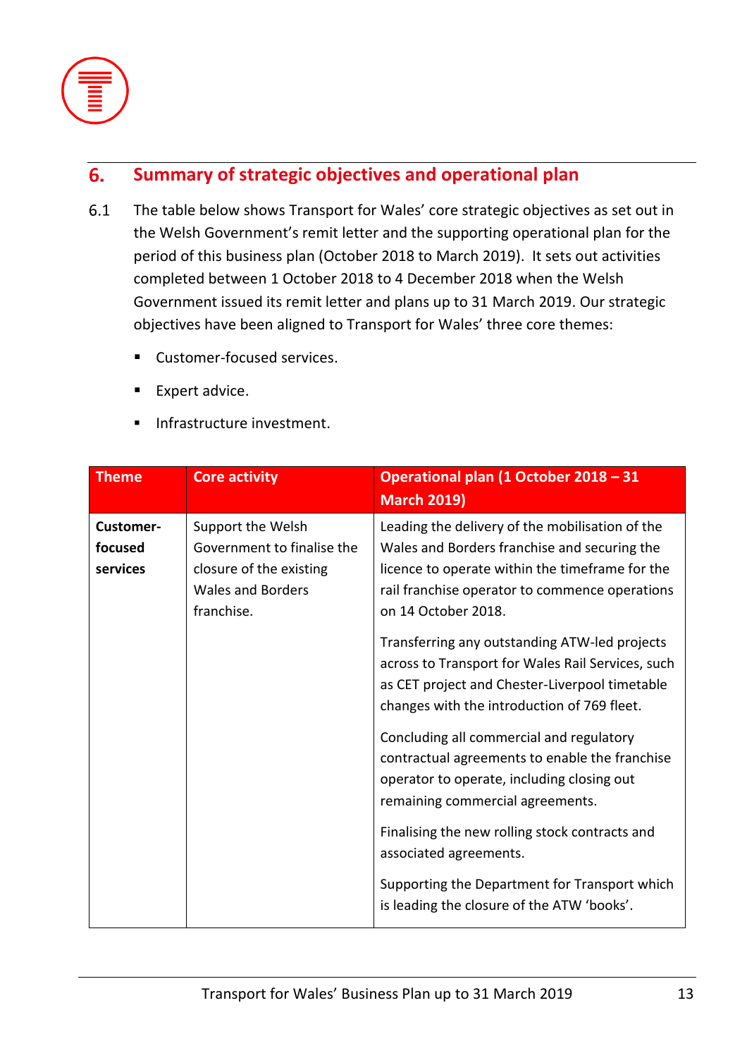## 6. Summary of strategic objectives and operational plan

6.1 The table below shows Transport for Wales' core strategic objectives as set out in the Welsh Government's remit letter and the supporting operational plan for the period of this business plan (October 2018 to March 2019). It sets out activities completed between 1 October 2018 to 4 December 2018 when the Welsh Government issued its remit letter and plans up to 31 March 2019. Our strategic objectives have been aligned to Transport for Wales' three core themes:

- Customer-focused services.
- Expert advice.
- Infrastructure investment.

| Theme | Core activity | Operational plan (1 October 2018 – 31 March 2019) |
|---|---|---|
| **Customer-focused services** | Support the Welsh Government to finalise the closure of the existing Wales and Borders franchise. | Leading the delivery of the mobilisation of the Wales and Borders franchise and securing the licence to operate within the timeframe for the rail franchise operator to commence operations on 14 October 2018.<br><br>Transferring any outstanding ATW-led projects across to Transport for Wales Rail Services, such as CET project and Chester-Liverpool timetable changes with the introduction of 769 fleet.<br><br>Concluding all commercial and regulatory contractual agreements to enable the franchise operator to operate, including closing out remaining commercial agreements.<br><br>Finalising the new rolling stock contracts and associated agreements.<br><br>Supporting the Department for Transport which is leading the closure of the ATW 'books'. |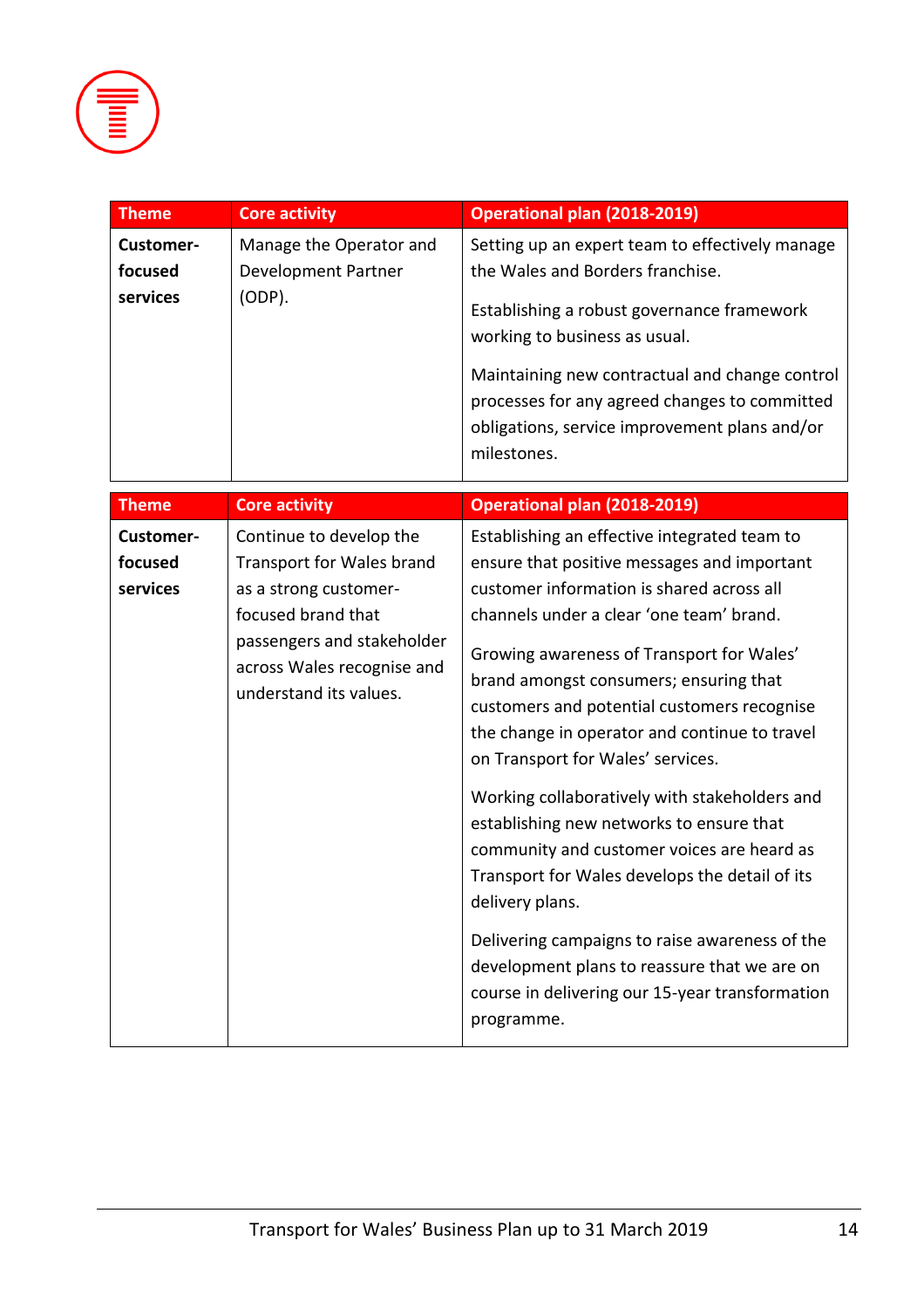| Theme | Core activity | Operational plan (2018-2019) |
|---|---|---|
| **Customer-focused services** | Manage the Operator and Development Partner (ODP). | Setting up an expert team to effectively manage the Wales and Borders franchise.<br><br>Establishing a robust governance framework working to business as usual.<br><br>Maintaining new contractual and change control processes for any agreed changes to committed obligations, service improvement plans and/or milestones. |

| Theme | Core activity | Operational plan (2018-2019) |
|---|---|---|
| **Customer-focused services** | Continue to develop the Transport for Wales brand as a strong customer-focused brand that passengers and stakeholder across Wales recognise and understand its values. | Establishing an effective integrated team to ensure that positive messages and important customer information is shared across all channels under a clear 'one team' brand.<br><br>Growing awareness of Transport for Wales' brand amongst consumers; ensuring that customers and potential customers recognise the change in operator and continue to travel on Transport for Wales' services.<br><br>Working collaboratively with stakeholders and establishing new networks to ensure that community and customer voices are heard as Transport for Wales develops the detail of its delivery plans.<br><br>Delivering campaigns to raise awareness of the development plans to reassure that we are on course in delivering our 15-year transformation programme. |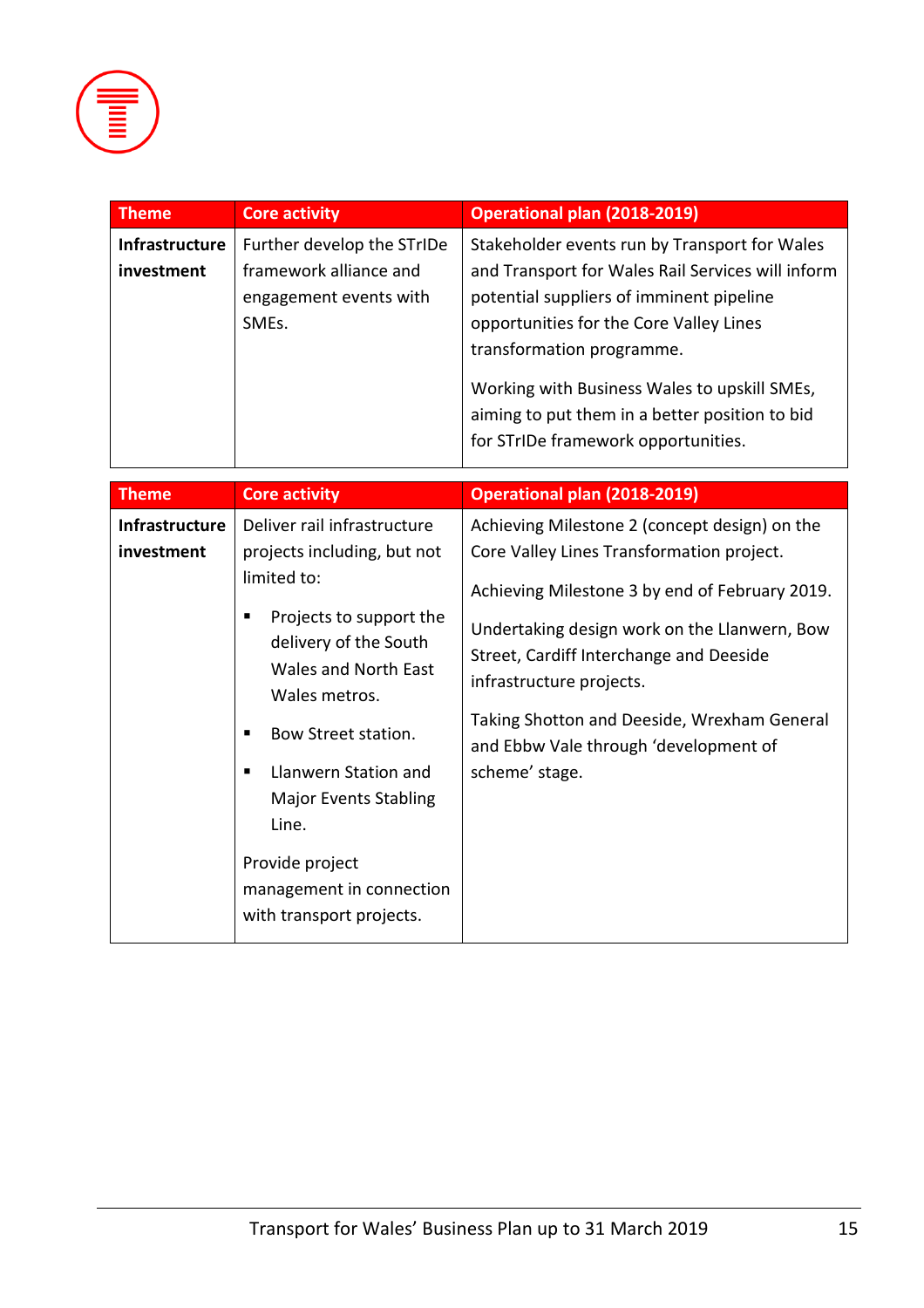| Theme | Core activity | Operational plan (2018-2019) |
|---|---|---|
| **Infrastructure investment** | Further develop the STrIDe framework alliance and engagement events with SMEs. | Stakeholder events run by Transport for Wales and Transport for Wales Rail Services will inform potential suppliers of imminent pipeline opportunities for the Core Valley Lines transformation programme.<br><br>Working with Business Wales to upskill SMEs, aiming to put them in a better position to bid for STrIDe framework opportunities. |

| Theme | Core activity | Operational plan (2018-2019) |
|---|---|---|
| **Infrastructure investment** | Deliver rail infrastructure projects including, but not limited to:<br><br>▪ Projects to support the delivery of the South Wales and North East Wales metros.<br>▪ Bow Street station.<br>▪ Llanwern Station and Major Events Stabling Line.<br><br>Provide project management in connection with transport projects. | Achieving Milestone 2 (concept design) on the Core Valley Lines Transformation project.<br><br>Achieving Milestone 3 by end of February 2019.<br><br>Undertaking design work on the Llanwern, Bow Street, Cardiff Interchange and Deeside infrastructure projects.<br><br>Taking Shotton and Deeside, Wrexham General and Ebbw Vale through 'development of scheme' stage. |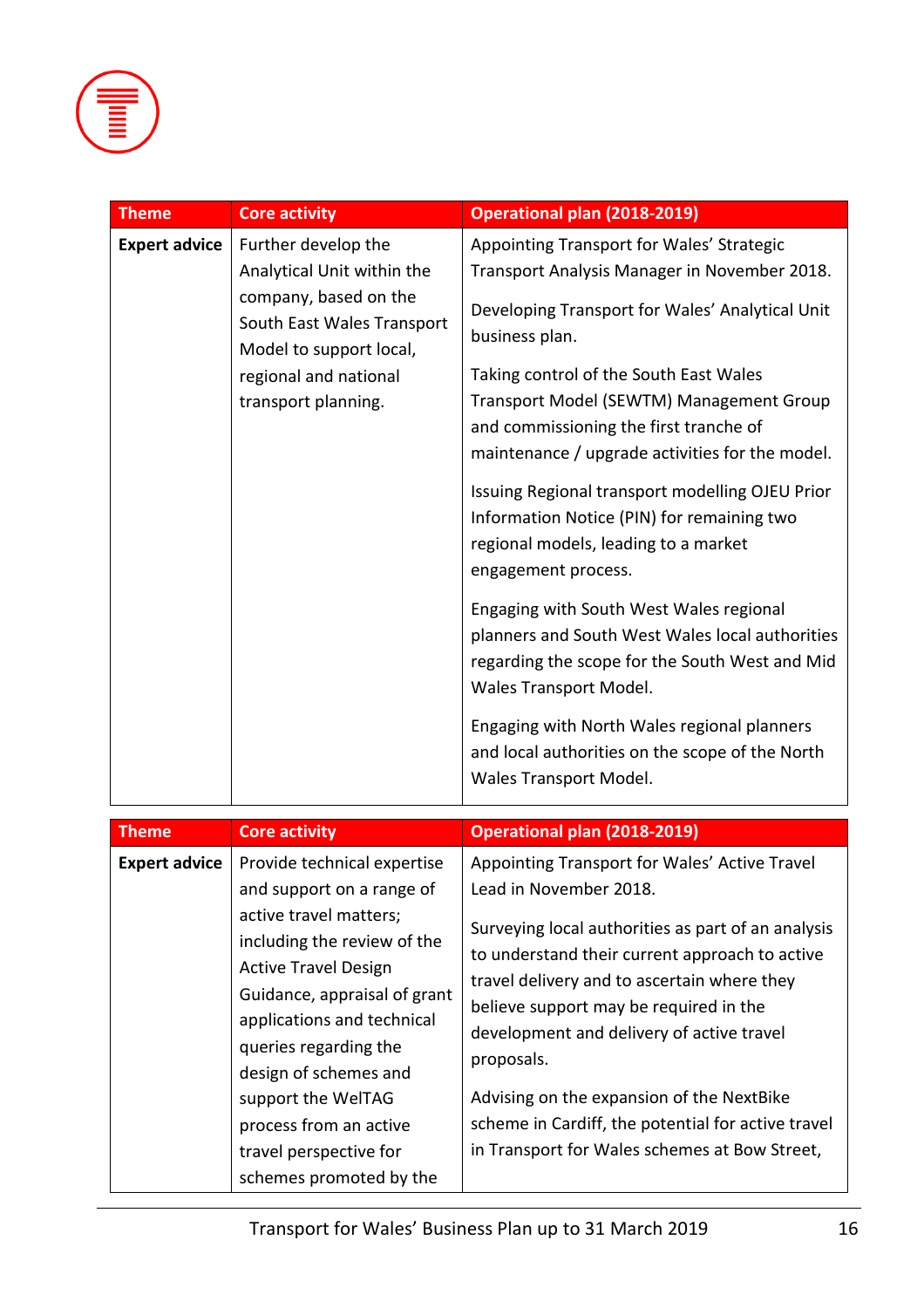| Theme | Core activity | Operational plan (2018-2019) |
|---|---|---|
| **Expert advice** | Further develop the Analytical Unit within the company, based on the South East Wales Transport Model to support local, regional and national transport planning. | Appointing Transport for Wales' Strategic Transport Analysis Manager in November 2018.<br><br>Developing Transport for Wales' Analytical Unit business plan.<br><br>Taking control of the South East Wales Transport Model (SEWTM) Management Group and commissioning the first tranche of maintenance / upgrade activities for the model.<br><br>Issuing Regional transport modelling OJEU Prior Information Notice (PIN) for remaining two regional models, leading to a market engagement process.<br><br>Engaging with South West Wales regional planners and South West Wales local authorities regarding the scope for the South West and Mid Wales Transport Model.<br><br>Engaging with North Wales regional planners and local authorities on the scope of the North Wales Transport Model. |

| Theme | Core activity | Operational plan (2018-2019) |
|---|---|---|
| **Expert advice** | Provide technical expertise and support on a range of active travel matters; including the review of the Active Travel Design Guidance, appraisal of grant applications and technical queries regarding the design of schemes and support the WelTAG process from an active travel perspective for schemes promoted by the | Appointing Transport for Wales' Active Travel Lead in November 2018.<br><br>Surveying local authorities as part of an analysis to understand their current approach to active travel delivery and to ascertain where they believe support may be required in the development and delivery of active travel proposals.<br><br>Advising on the expansion of the NextBike scheme in Cardiff, the potential for active travel in Transport for Wales schemes at Bow Street, |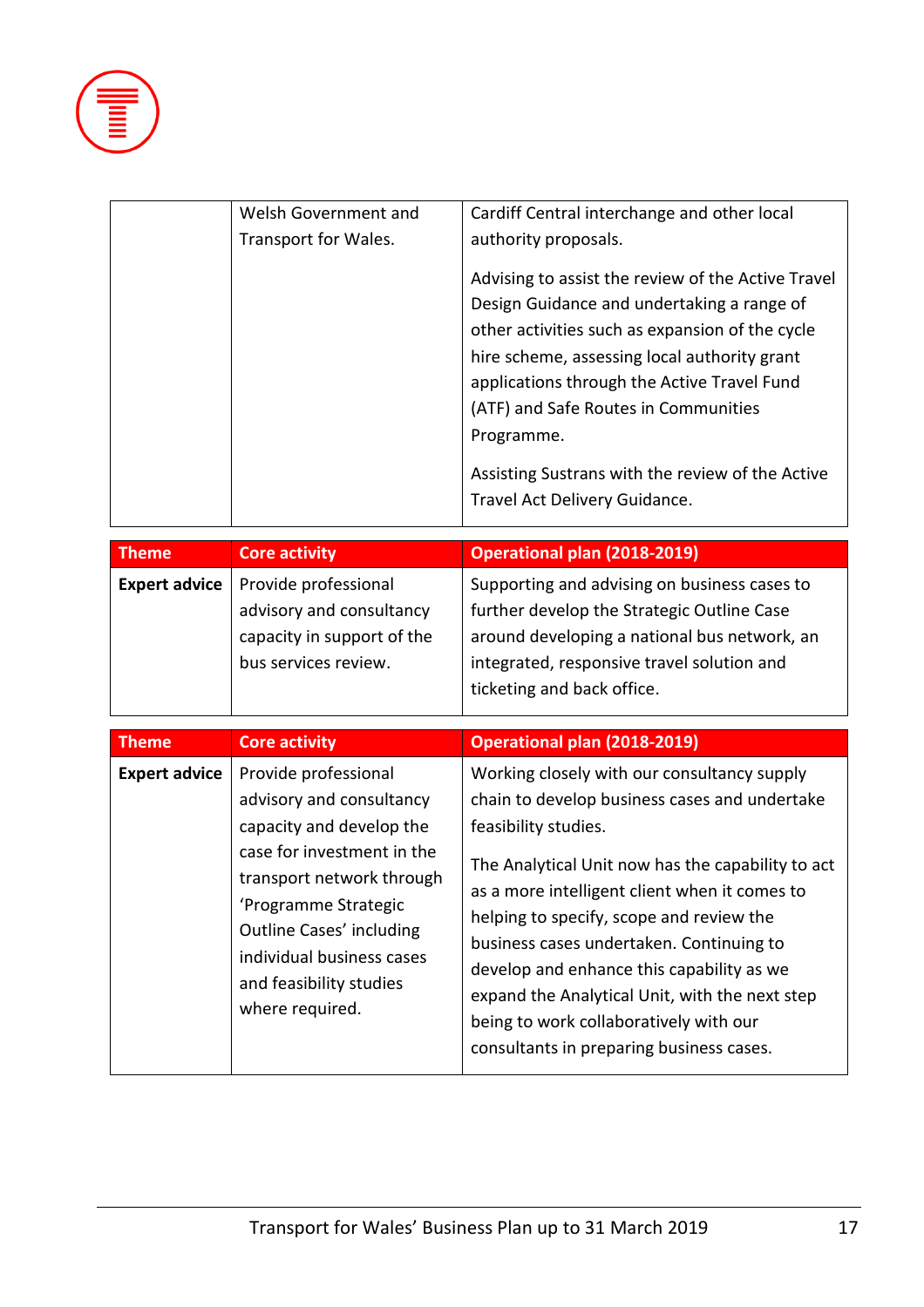| | | |
|---|---|---|
| | Welsh Government and Transport for Wales. | Cardiff Central interchange and other local authority proposals.<br><br>Advising to assist the review of the Active Travel Design Guidance and undertaking a range of other activities such as expansion of the cycle hire scheme, assessing local authority grant applications through the Active Travel Fund (ATF) and Safe Routes in Communities Programme.<br><br>Assisting Sustrans with the review of the Active Travel Act Delivery Guidance. |

| Theme | Core activity | Operational plan (2018-2019) |
|---|---|---|
| **Expert advice** | Provide professional advisory and consultancy capacity in support of the bus services review. | Supporting and advising on business cases to further develop the Strategic Outline Case around developing a national bus network, an integrated, responsive travel solution and ticketing and back office. |

| Theme | Core activity | Operational plan (2018-2019) |
|---|---|---|
| **Expert advice** | Provide professional advisory and consultancy capacity and develop the case for investment in the transport network through 'Programme Strategic Outline Cases' including individual business cases and feasibility studies where required. | Working closely with our consultancy supply chain to develop business cases and undertake feasibility studies.<br><br>The Analytical Unit now has the capability to act as a more intelligent client when it comes to helping to specify, scope and review the business cases undertaken. Continuing to develop and enhance this capability as we expand the Analytical Unit, with the next step being to work collaboratively with our consultants in preparing business cases. |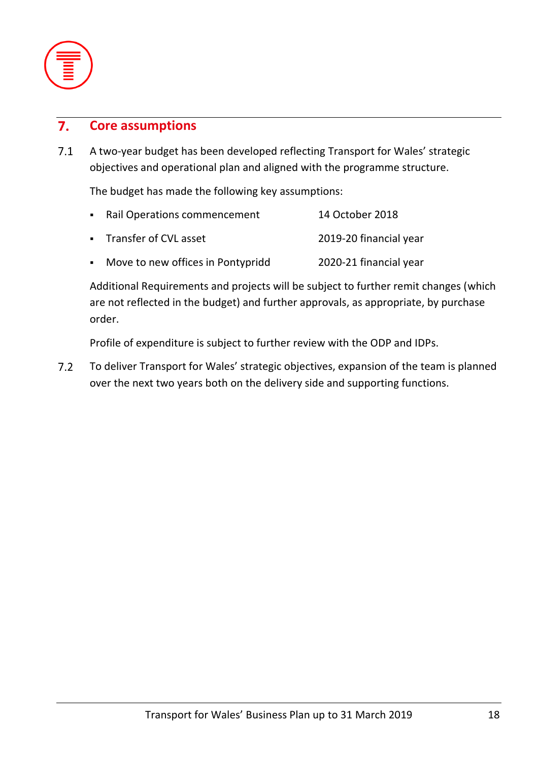## 7. Core assumptions

7.1 A two-year budget has been developed reflecting Transport for Wales' strategic objectives and operational plan and aligned with the programme structure.

The budget has made the following key assumptions:

- Rail Operations commencement — 14 October 2018
- Transfer of CVL asset — 2019-20 financial year
- Move to new offices in Pontypridd — 2020-21 financial year

Additional Requirements and projects will be subject to further remit changes (which are not reflected in the budget) and further approvals, as appropriate, by purchase order.

Profile of expenditure is subject to further review with the ODP and IDPs.

7.2 To deliver Transport for Wales' strategic objectives, expansion of the team is planned over the next two years both on the delivery side and supporting functions.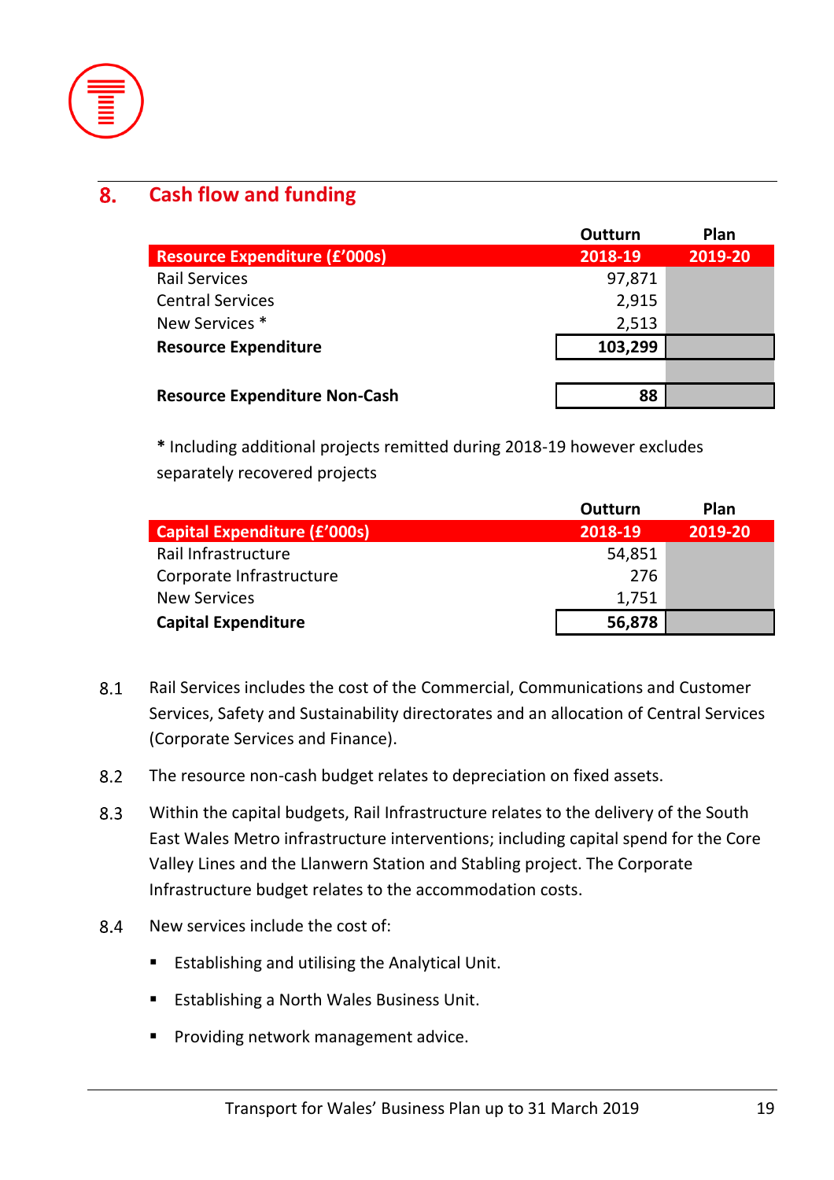## 8. Cash flow and funding

| Resource Expenditure (£'000s) | Outturn 2018-19 | Plan 2019-20 |
|---|---|---|
| Rail Services | 97,871 | |
| Central Services | 2,915 | |
| New Services * | 2,513 | |
| **Resource Expenditure** | **103,299** | |
| | | |
| **Resource Expenditure Non-Cash** | **88** | |

**\*** Including additional projects remitted during 2018-19 however excludes separately recovered projects

| Capital Expenditure (£'000s) | Outturn 2018-19 | Plan 2019-20 |
|---|---|---|
| Rail Infrastructure | 54,851 | |
| Corporate Infrastructure | 276 | |
| New Services | 1,751 | |
| **Capital Expenditure** | **56,878** | |

8.1 Rail Services includes the cost of the Commercial, Communications and Customer Services, Safety and Sustainability directorates and an allocation of Central Services (Corporate Services and Finance).

8.2 The resource non-cash budget relates to depreciation on fixed assets.

8.3 Within the capital budgets, Rail Infrastructure relates to the delivery of the South East Wales Metro infrastructure interventions; including capital spend for the Core Valley Lines and the Llanwern Station and Stabling project. The Corporate Infrastructure budget relates to the accommodation costs.

8.4 New services include the cost of:

- Establishing and utilising the Analytical Unit.
- Establishing a North Wales Business Unit.
- Providing network management advice.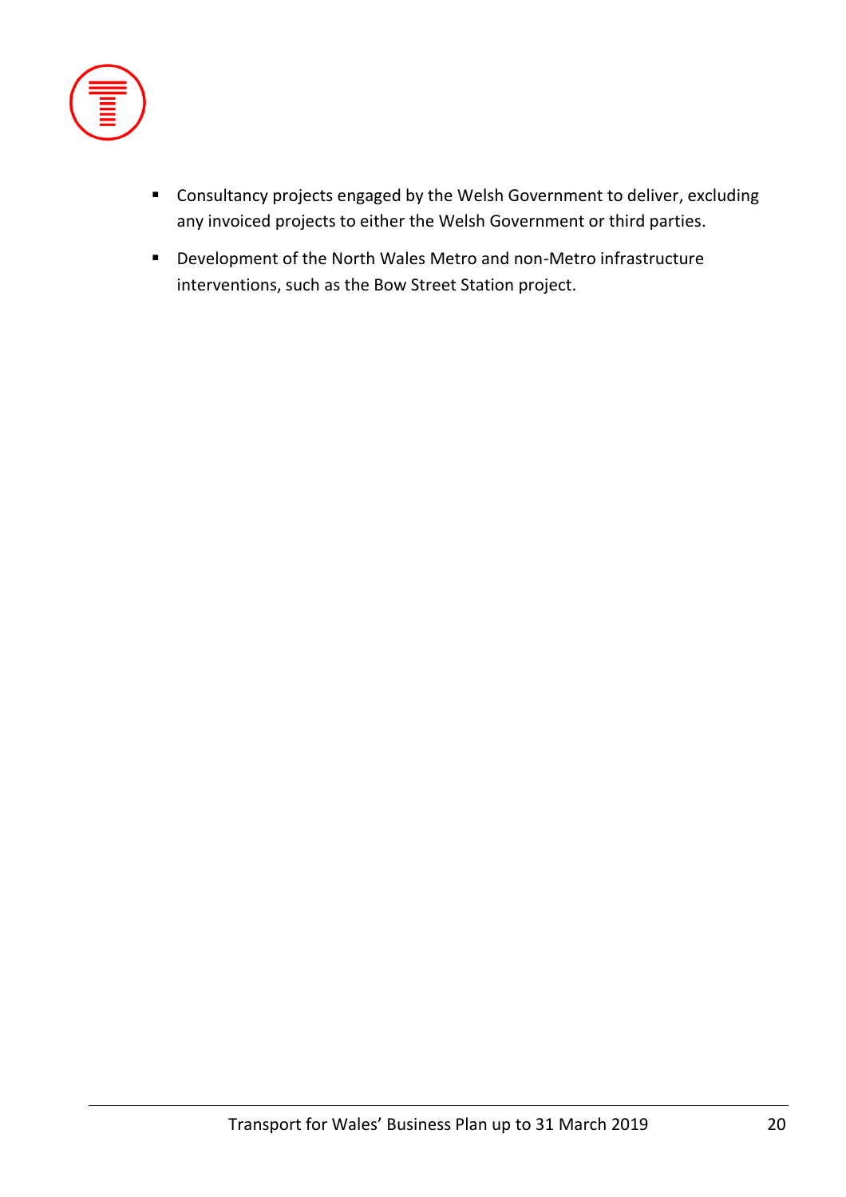- Consultancy projects engaged by the Welsh Government to deliver, excluding any invoiced projects to either the Welsh Government or third parties.
- Development of the North Wales Metro and non-Metro infrastructure interventions, such as the Bow Street Station project.